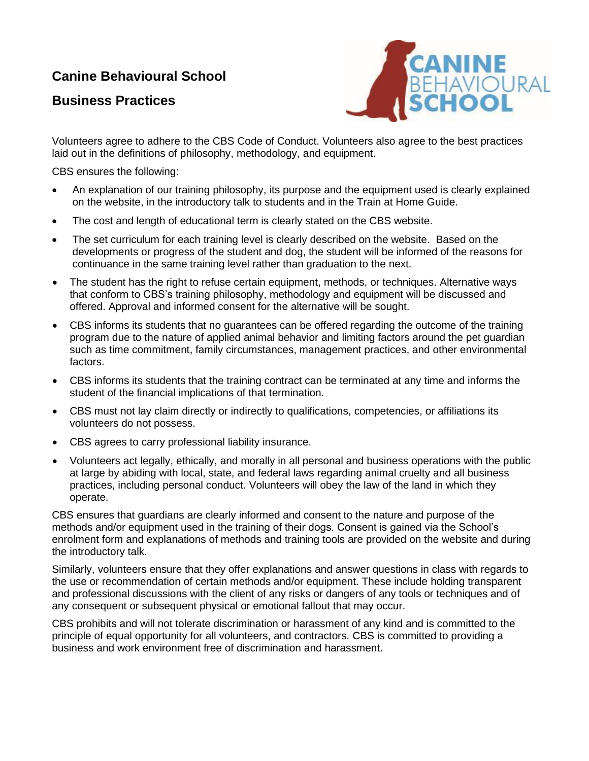# Canine Behavioural School

## Business Practices

Volunteers agree to adhere to the CBS Code of Conduct. Volunteers also agree to the best practices laid out in the definitions of philosophy, methodology, and equipment.

CBS ensures the following:

- An explanation of our training philosophy, its purpose and the equipment used is clearly explained on the website, in the introductory talk to students and in the Train at Home Guide.
- The cost and length of educational term is clearly stated on the CBS website.
- The set curriculum for each training level is clearly described on the website. Based on the developments or progress of the student and dog, the student will be informed of the reasons for continuance in the same training level rather than graduation to the next.
- The student has the right to refuse certain equipment, methods, or techniques. Alternative ways that conform to CBS's training philosophy, methodology and equipment will be discussed and offered. Approval and informed consent for the alternative will be sought.
- CBS informs its students that no guarantees can be offered regarding the outcome of the training program due to the nature of applied animal behavior and limiting factors around the pet guardian such as time commitment, family circumstances, management practices, and other environmental factors.
- CBS informs its students that the training contract can be terminated at any time and informs the student of the financial implications of that termination.
- CBS must not lay claim directly or indirectly to qualifications, competencies, or affiliations its volunteers do not possess.
- CBS agrees to carry professional liability insurance.
- Volunteers act legally, ethically, and morally in all personal and business operations with the public at large by abiding with local, state, and federal laws regarding animal cruelty and all business practices, including personal conduct. Volunteers will obey the law of the land in which they operate.

CBS ensures that guardians are clearly informed and consent to the nature and purpose of the methods and/or equipment used in the training of their dogs. Consent is gained via the School's enrolment form and explanations of methods and training tools are provided on the website and during the introductory talk.

Similarly, volunteers ensure that they offer explanations and answer questions in class with regards to the use or recommendation of certain methods and/or equipment. These include holding transparent and professional discussions with the client of any risks or dangers of any tools or techniques and of any consequent or subsequent physical or emotional fallout that may occur.

CBS prohibits and will not tolerate discrimination or harassment of any kind and is committed to the principle of equal opportunity for all volunteers, and contractors. CBS is committed to providing a business and work environment free of discrimination and harassment.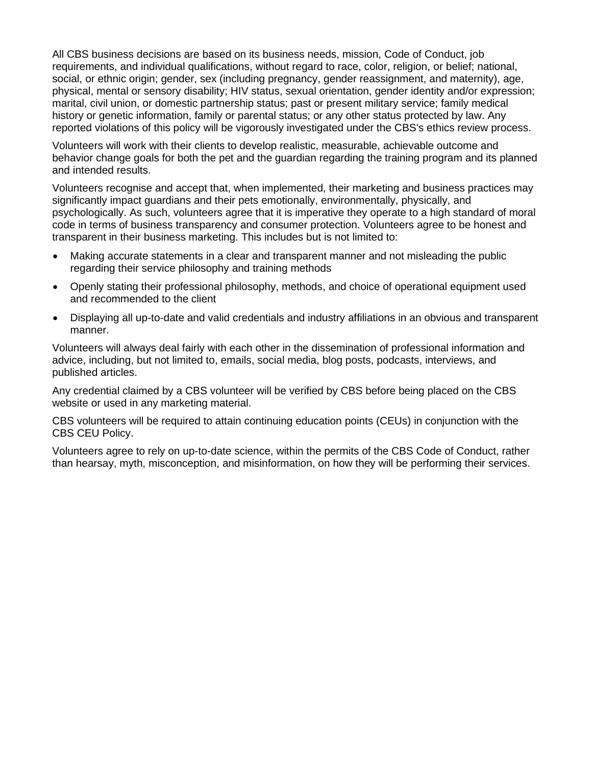All CBS business decisions are based on its business needs, mission, Code of Conduct, job requirements, and individual qualifications, without regard to race, color, religion, or belief; national, social, or ethnic origin; gender, sex (including pregnancy, gender reassignment, and maternity), age, physical, mental or sensory disability; HIV status, sexual orientation, gender identity and/or expression; marital, civil union, or domestic partnership status; past or present military service; family medical history or genetic information, family or parental status; or any other status protected by law. Any reported violations of this policy will be vigorously investigated under the CBS's ethics review process.

Volunteers will work with their clients to develop realistic, measurable, achievable outcome and behavior change goals for both the pet and the guardian regarding the training program and its planned and intended results.

Volunteers recognise and accept that, when implemented, their marketing and business practices may significantly impact guardians and their pets emotionally, environmentally, physically, and psychologically. As such, volunteers agree that it is imperative they operate to a high standard of moral code in terms of business transparency and consumer protection. Volunteers agree to be honest and transparent in their business marketing. This includes but is not limited to:

- Making accurate statements in a clear and transparent manner and not misleading the public regarding their service philosophy and training methods
- Openly stating their professional philosophy, methods, and choice of operational equipment used and recommended to the client
- Displaying all up-to-date and valid credentials and industry affiliations in an obvious and transparent manner.

Volunteers will always deal fairly with each other in the dissemination of professional information and advice, including, but not limited to, emails, social media, blog posts, podcasts, interviews, and published articles.

Any credential claimed by a CBS volunteer will be verified by CBS before being placed on the CBS website or used in any marketing material.

CBS volunteers will be required to attain continuing education points (CEUs) in conjunction with the CBS CEU Policy.

Volunteers agree to rely on up-to-date science, within the permits of the CBS Code of Conduct, rather than hearsay, myth, misconception, and misinformation, on how they will be performing their services.